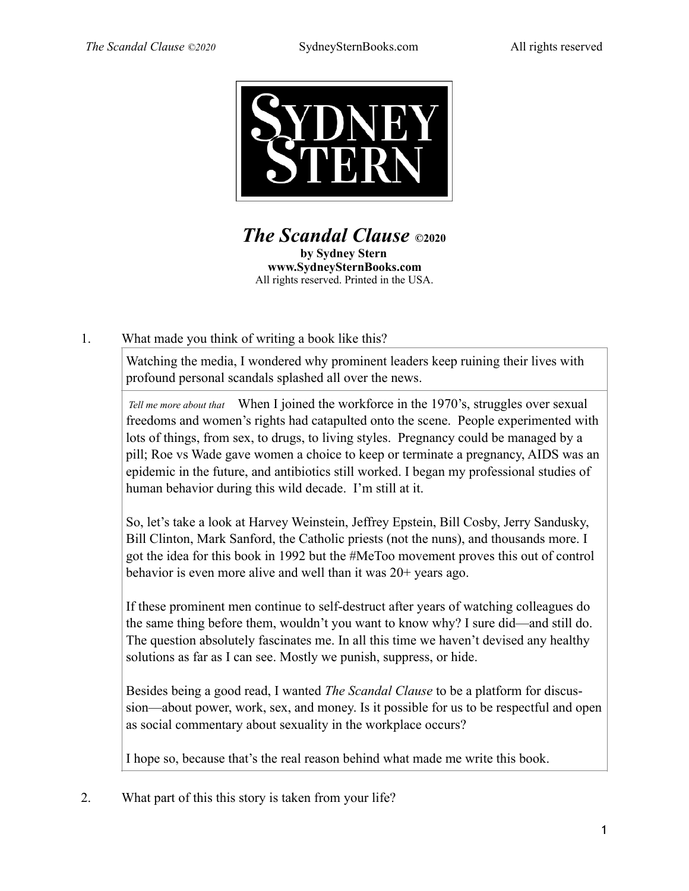SYDNEY STERN

# *The Scandal Clause* ©2020

**by Sydney Stern**
**www.SydneySternBooks.com**
All rights reserved. Printed in the USA.

1. What made you think of writing a book like this?

Watching the media, I wondered why prominent leaders keep ruining their lives with profound personal scandals splashed all over the news.

*Tell me more about that* When I joined the workforce in the 1970's, struggles over sexual freedoms and women's rights had catapulted onto the scene. People experimented with lots of things, from sex, to drugs, to living styles. Pregnancy could be managed by a pill; Roe vs Wade gave women a choice to keep or terminate a pregnancy, AIDS was an epidemic in the future, and antibiotics still worked. I began my professional studies of human behavior during this wild decade. I'm still at it.

So, let's take a look at Harvey Weinstein, Jeffrey Epstein, Bill Cosby, Jerry Sandusky, Bill Clinton, Mark Sanford, the Catholic priests (not the nuns), and thousands more. I got the idea for this book in 1992 but the #MeToo movement proves this out of control behavior is even more alive and well than it was 20+ years ago.

If these prominent men continue to self-destruct after years of watching colleagues do the same thing before them, wouldn't you want to know why? I sure did—and still do. The question absolutely fascinates me. In all this time we haven't devised any healthy solutions as far as I can see. Mostly we punish, suppress, or hide.

Besides being a good read, I wanted *The Scandal Clause* to be a platform for discussion—about power, work, sex, and money. Is it possible for us to be respectful and open as social commentary about sexuality in the workplace occurs?

I hope so, because that's the real reason behind what made me write this book.

2. What part of this this story is taken from your life?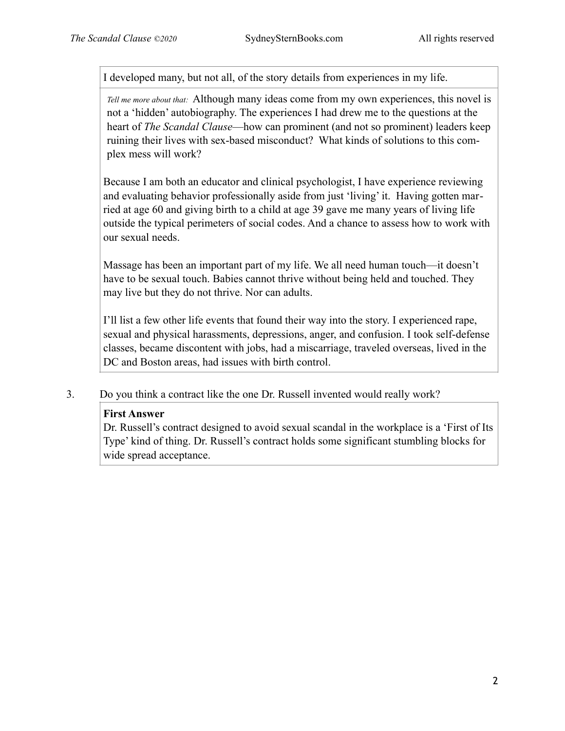I developed many, but not all, of the story details from experiences in my life.

*Tell me more about that:* Although many ideas come from my own experiences, this novel is not a 'hidden' autobiography. The experiences I had drew me to the questions at the heart of *The Scandal Clause*—how can prominent (and not so prominent) leaders keep ruining their lives with sex-based misconduct? What kinds of solutions to this complex mess will work?

Because I am both an educator and clinical psychologist, I have experience reviewing and evaluating behavior professionally aside from just 'living' it. Having gotten married at age 60 and giving birth to a child at age 39 gave me many years of living life outside the typical perimeters of social codes. And a chance to assess how to work with our sexual needs.

Massage has been an important part of my life. We all need human touch—it doesn't have to be sexual touch. Babies cannot thrive without being held and touched. They may live but they do not thrive. Nor can adults.

I'll list a few other life events that found their way into the story. I experienced rape, sexual and physical harassments, depressions, anger, and confusion. I took self-defense classes, became discontent with jobs, had a miscarriage, traveled overseas, lived in the DC and Boston areas, had issues with birth control.

3. Do you think a contract like the one Dr. Russell invented would really work?

**First Answer**
Dr. Russell's contract designed to avoid sexual scandal in the workplace is a 'First of Its Type' kind of thing. Dr. Russell's contract holds some significant stumbling blocks for wide spread acceptance.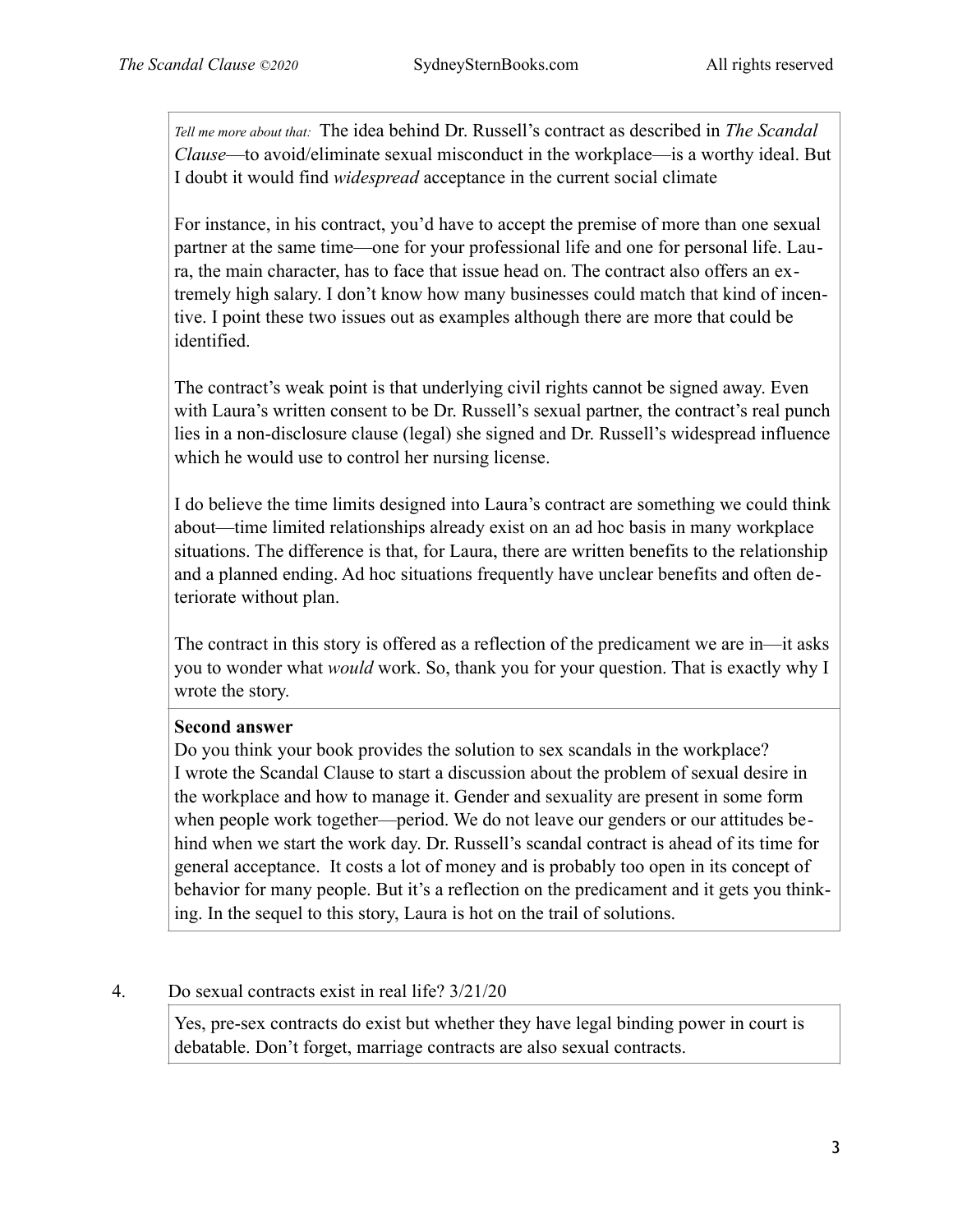*Tell me more about that:* The idea behind Dr. Russell's contract as described in *The Scandal Clause*—to avoid/eliminate sexual misconduct in the workplace—is a worthy ideal. But I doubt it would find *widespread* acceptance in the current social climate

For instance, in his contract, you'd have to accept the premise of more than one sexual partner at the same time—one for your professional life and one for personal life. Laura, the main character, has to face that issue head on. The contract also offers an extremely high salary. I don't know how many businesses could match that kind of incentive. I point these two issues out as examples although there are more that could be identified.

The contract's weak point is that underlying civil rights cannot be signed away. Even with Laura's written consent to be Dr. Russell's sexual partner, the contract's real punch lies in a non-disclosure clause (legal) she signed and Dr. Russell's widespread influence which he would use to control her nursing license.

I do believe the time limits designed into Laura's contract are something we could think about—time limited relationships already exist on an ad hoc basis in many workplace situations. The difference is that, for Laura, there are written benefits to the relationship and a planned ending. Ad hoc situations frequently have unclear benefits and often deteriorate without plan.

The contract in this story is offered as a reflection of the predicament we are in—it asks you to wonder what *would* work. So, thank you for your question. That is exactly why I wrote the story.

**Second answer**

Do you think your book provides the solution to sex scandals in the workplace?
I wrote the Scandal Clause to start a discussion about the problem of sexual desire in the workplace and how to manage it. Gender and sexuality are present in some form when people work together—period. We do not leave our genders or our attitudes behind when we start the work day. Dr. Russell's scandal contract is ahead of its time for general acceptance. It costs a lot of money and is probably too open in its concept of behavior for many people. But it's a reflection on the predicament and it gets you thinking. In the sequel to this story, Laura is hot on the trail of solutions.

4. Do sexual contracts exist in real life? 3/21/20

Yes, pre-sex contracts do exist but whether they have legal binding power in court is debatable. Don't forget, marriage contracts are also sexual contracts.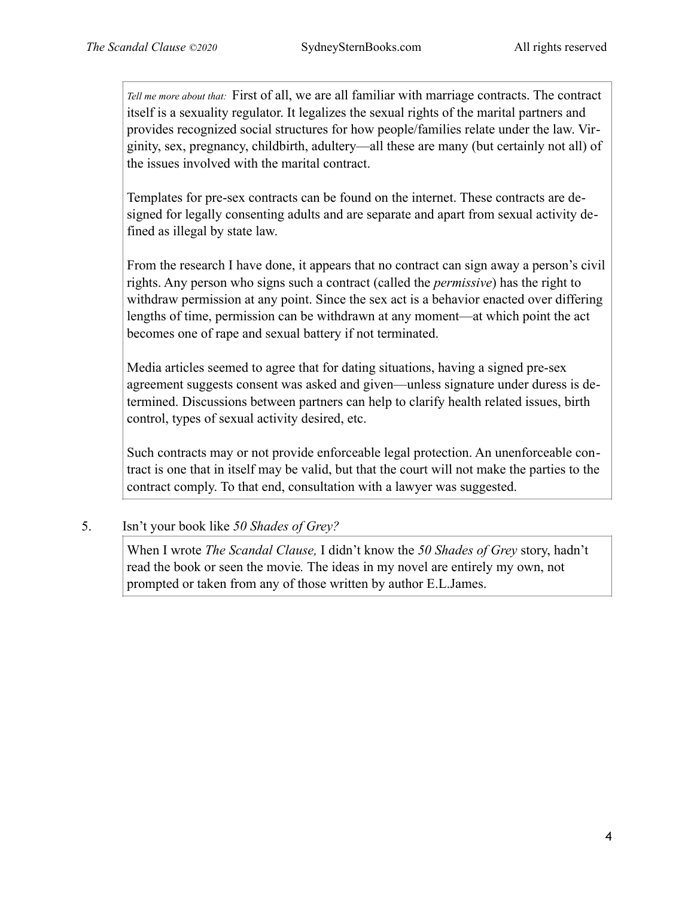*Tell me more about that:* First of all, we are all familiar with marriage contracts. The contract itself is a sexuality regulator. It legalizes the sexual rights of the marital partners and provides recognized social structures for how people/families relate under the law. Virginity, sex, pregnancy, childbirth, adultery—all these are many (but certainly not all) of the issues involved with the marital contract.

Templates for pre-sex contracts can be found on the internet. These contracts are designed for legally consenting adults and are separate and apart from sexual activity defined as illegal by state law.

From the research I have done, it appears that no contract can sign away a person's civil rights. Any person who signs such a contract (called the *permissive*) has the right to withdraw permission at any point. Since the sex act is a behavior enacted over differing lengths of time, permission can be withdrawn at any moment—at which point the act becomes one of rape and sexual battery if not terminated.

Media articles seemed to agree that for dating situations, having a signed pre-sex agreement suggests consent was asked and given—unless signature under duress is determined. Discussions between partners can help to clarify health related issues, birth control, types of sexual activity desired, etc.

Such contracts may or not provide enforceable legal protection. An unenforceable contract is one that in itself may be valid, but that the court will not make the parties to the contract comply. To that end, consultation with a lawyer was suggested.

5. Isn't your book like *50 Shades of Grey?*

When I wrote *The Scandal Clause,* I didn't know the *50 Shades of Grey* story, hadn't read the book or seen the movie. The ideas in my novel are entirely my own, not prompted or taken from any of those written by author E.L.James.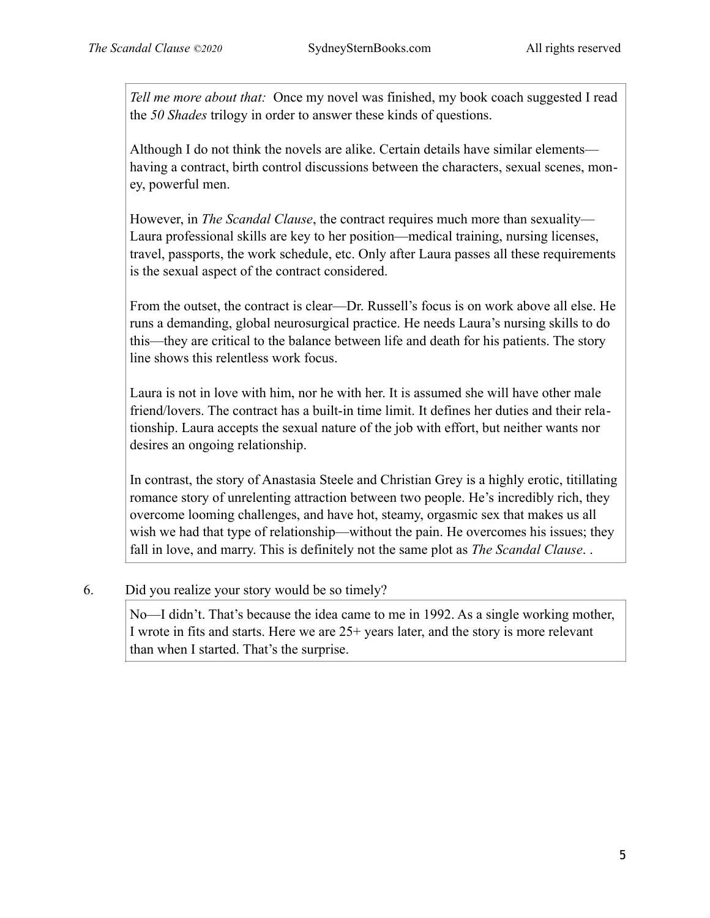*Tell me more about that:* Once my novel was finished, my book coach suggested I read the *50 Shades* trilogy in order to answer these kinds of questions.

Although I do not think the novels are alike. Certain details have similar elements—having a contract, birth control discussions between the characters, sexual scenes, money, powerful men.

However, in *The Scandal Clause*, the contract requires much more than sexuality—Laura professional skills are key to her position—medical training, nursing licenses, travel, passports, the work schedule, etc. Only after Laura passes all these requirements is the sexual aspect of the contract considered.

From the outset, the contract is clear—Dr. Russell's focus is on work above all else. He runs a demanding, global neurosurgical practice. He needs Laura's nursing skills to do this—they are critical to the balance between life and death for his patients. The story line shows this relentless work focus.

Laura is not in love with him, nor he with her. It is assumed she will have other male friend/lovers. The contract has a built-in time limit. It defines her duties and their relationship. Laura accepts the sexual nature of the job with effort, but neither wants nor desires an ongoing relationship.

In contrast, the story of Anastasia Steele and Christian Grey is a highly erotic, titillating romance story of unrelenting attraction between two people. He's incredibly rich, they overcome looming challenges, and have hot, steamy, orgasmic sex that makes us all wish we had that type of relationship—without the pain. He overcomes his issues; they fall in love, and marry. This is definitely not the same plot as *The Scandal Clause*. .

6. Did you realize your story would be so timely?

No—I didn't. That's because the idea came to me in 1992. As a single working mother, I wrote in fits and starts. Here we are 25+ years later, and the story is more relevant than when I started. That's the surprise.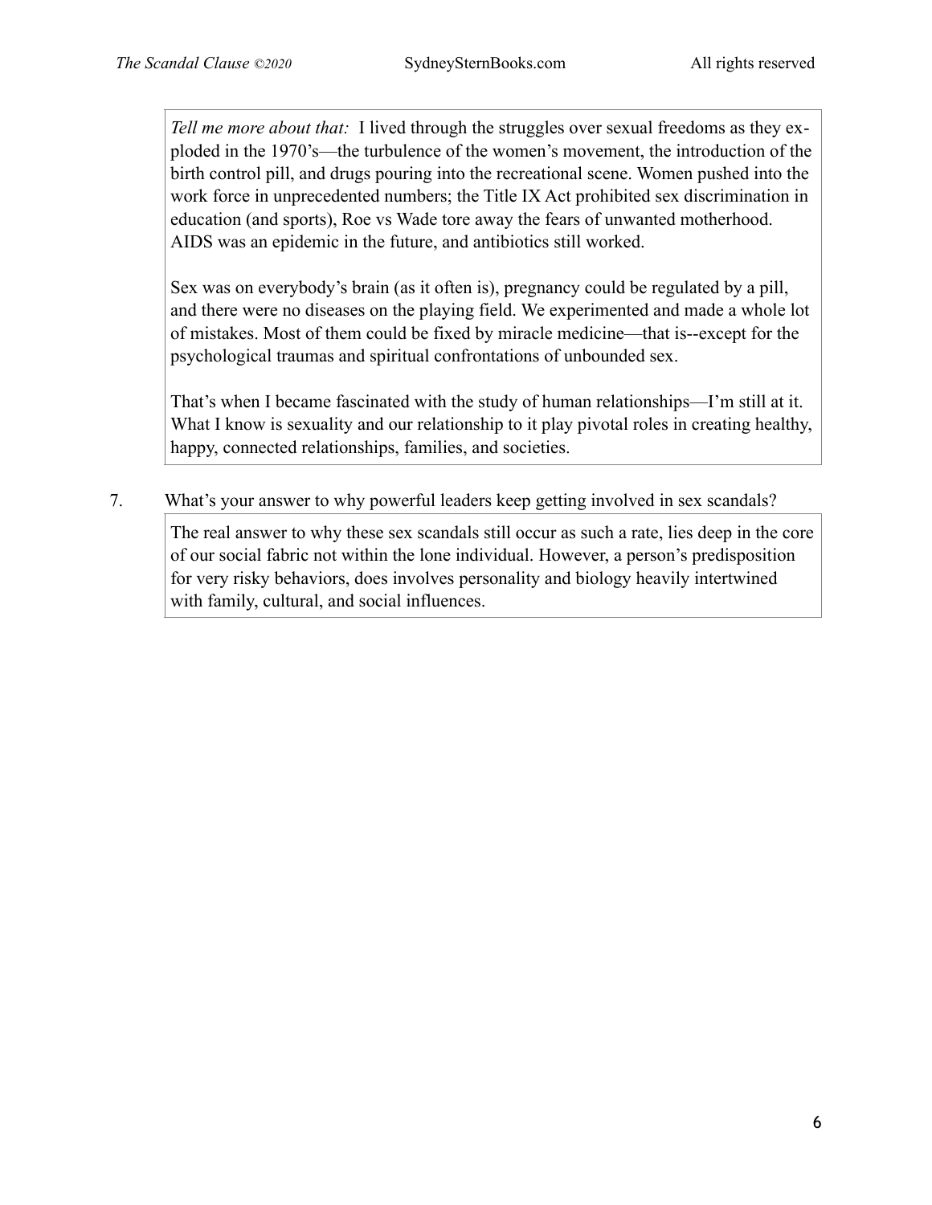*Tell me more about that:* I lived through the struggles over sexual freedoms as they exploded in the 1970's—the turbulence of the women's movement, the introduction of the birth control pill, and drugs pouring into the recreational scene. Women pushed into the work force in unprecedented numbers; the Title IX Act prohibited sex discrimination in education (and sports), Roe vs Wade tore away the fears of unwanted motherhood. AIDS was an epidemic in the future, and antibiotics still worked.

Sex was on everybody's brain (as it often is), pregnancy could be regulated by a pill, and there were no diseases on the playing field. We experimented and made a whole lot of mistakes. Most of them could be fixed by miracle medicine—that is--except for the psychological traumas and spiritual confrontations of unbounded sex.

That's when I became fascinated with the study of human relationships—I'm still at it. What I know is sexuality and our relationship to it play pivotal roles in creating healthy, happy, connected relationships, families, and societies.

7. What's your answer to why powerful leaders keep getting involved in sex scandals?

The real answer to why these sex scandals still occur as such a rate, lies deep in the core of our social fabric not within the lone individual. However, a person's predisposition for very risky behaviors, does involves personality and biology heavily intertwined with family, cultural, and social influences.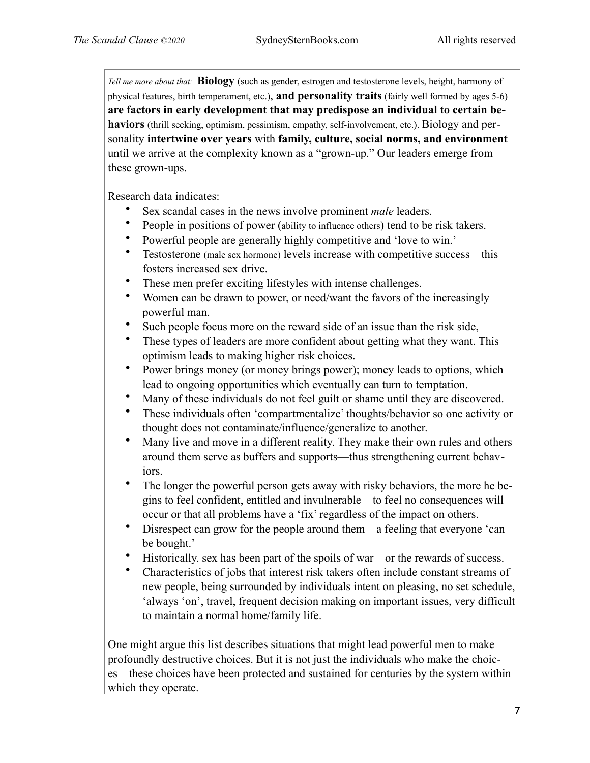*Tell me more about that:* **Biology** (such as gender, estrogen and testosterone levels, height, harmony of physical features, birth temperament, etc.), **and personality traits** (fairly well formed by ages 5-6) **are factors in early development that may predispose an individual to certain behaviors** (thrill seeking, optimism, pessimism, empathy, self-involvement, etc.). Biology and personality **intertwine over years** with **family, culture, social norms, and environment** until we arrive at the complexity known as a "grown-up." Our leaders emerge from these grown-ups.

Research data indicates:

- Sex scandal cases in the news involve prominent *male* leaders.
- People in positions of power (ability to influence others) tend to be risk takers.
- Powerful people are generally highly competitive and 'love to win.'
- Testosterone (male sex hormone) levels increase with competitive success—this fosters increased sex drive.
- These men prefer exciting lifestyles with intense challenges.
- Women can be drawn to power, or need/want the favors of the increasingly powerful man.
- Such people focus more on the reward side of an issue than the risk side,
- These types of leaders are more confident about getting what they want. This optimism leads to making higher risk choices.
- Power brings money (or money brings power); money leads to options, which lead to ongoing opportunities which eventually can turn to temptation.
- Many of these individuals do not feel guilt or shame until they are discovered.
- These individuals often 'compartmentalize' thoughts/behavior so one activity or thought does not contaminate/influence/generalize to another.
- Many live and move in a different reality. They make their own rules and others around them serve as buffers and supports—thus strengthening current behaviors.
- The longer the powerful person gets away with risky behaviors, the more he begins to feel confident, entitled and invulnerable—to feel no consequences will occur or that all problems have a 'fix' regardless of the impact on others.
- Disrespect can grow for the people around them—a feeling that everyone 'can be bought.'
- Historically. sex has been part of the spoils of war—or the rewards of success.
- Characteristics of jobs that interest risk takers often include constant streams of new people, being surrounded by individuals intent on pleasing, no set schedule, 'always 'on', travel, frequent decision making on important issues, very difficult to maintain a normal home/family life.

One might argue this list describes situations that might lead powerful men to make profoundly destructive choices. But it is not just the individuals who make the choices—these choices have been protected and sustained for centuries by the system within which they operate.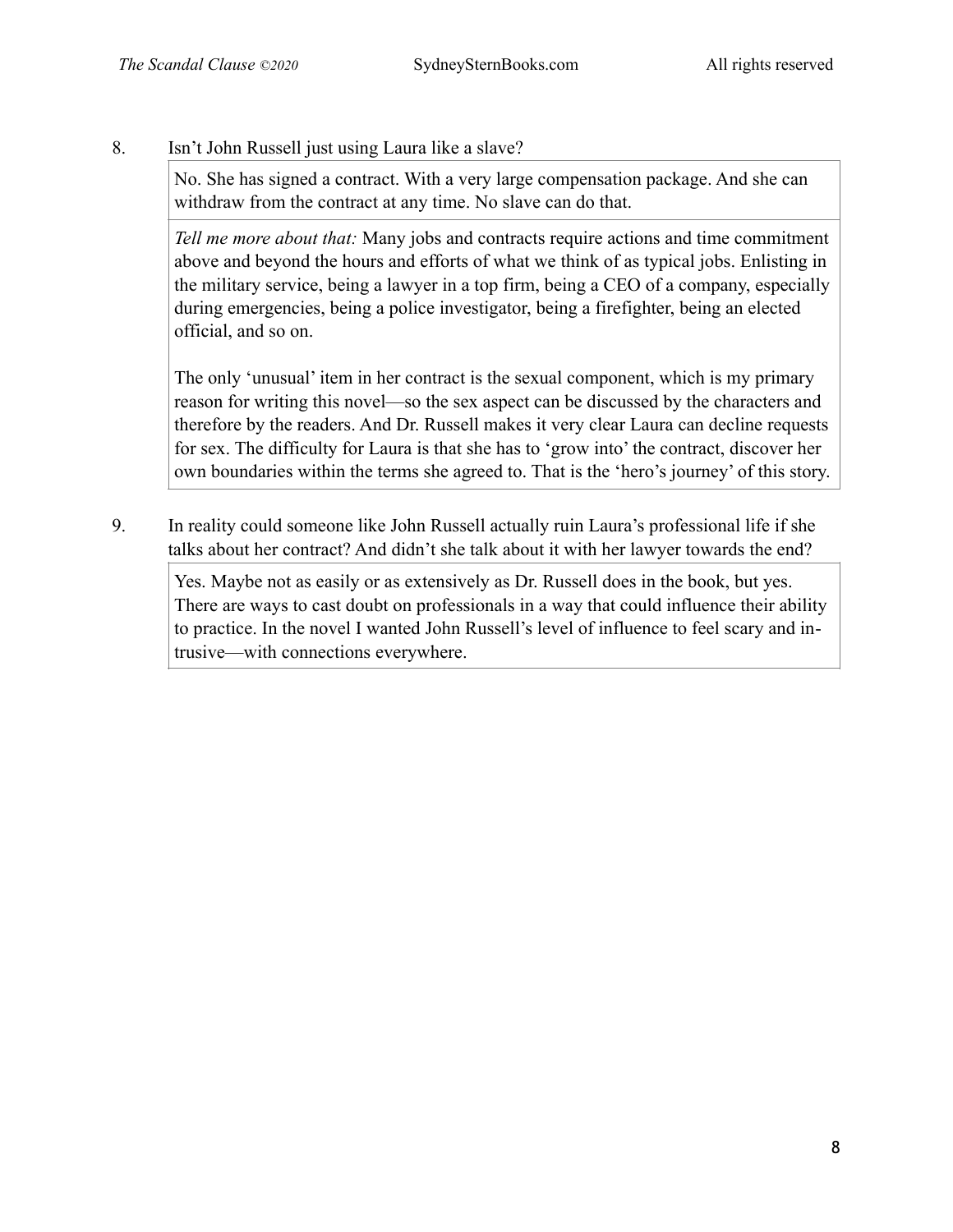8. Isn't John Russell just using Laura like a slave?

No. She has signed a contract. With a very large compensation package. And she can withdraw from the contract at any time. No slave can do that.

*Tell me more about that:* Many jobs and contracts require actions and time commitment above and beyond the hours and efforts of what we think of as typical jobs. Enlisting in the military service, being a lawyer in a top firm, being a CEO of a company, especially during emergencies, being a police investigator, being a firefighter, being an elected official, and so on.

The only 'unusual' item in her contract is the sexual component, which is my primary reason for writing this novel—so the sex aspect can be discussed by the characters and therefore by the readers. And Dr. Russell makes it very clear Laura can decline requests for sex. The difficulty for Laura is that she has to 'grow into' the contract, discover her own boundaries within the terms she agreed to. That is the 'hero's journey' of this story.

9. In reality could someone like John Russell actually ruin Laura's professional life if she talks about her contract? And didn't she talk about it with her lawyer towards the end?

Yes. Maybe not as easily or as extensively as Dr. Russell does in the book, but yes. There are ways to cast doubt on professionals in a way that could influence their ability to practice. In the novel I wanted John Russell's level of influence to feel scary and intrusive—with connections everywhere.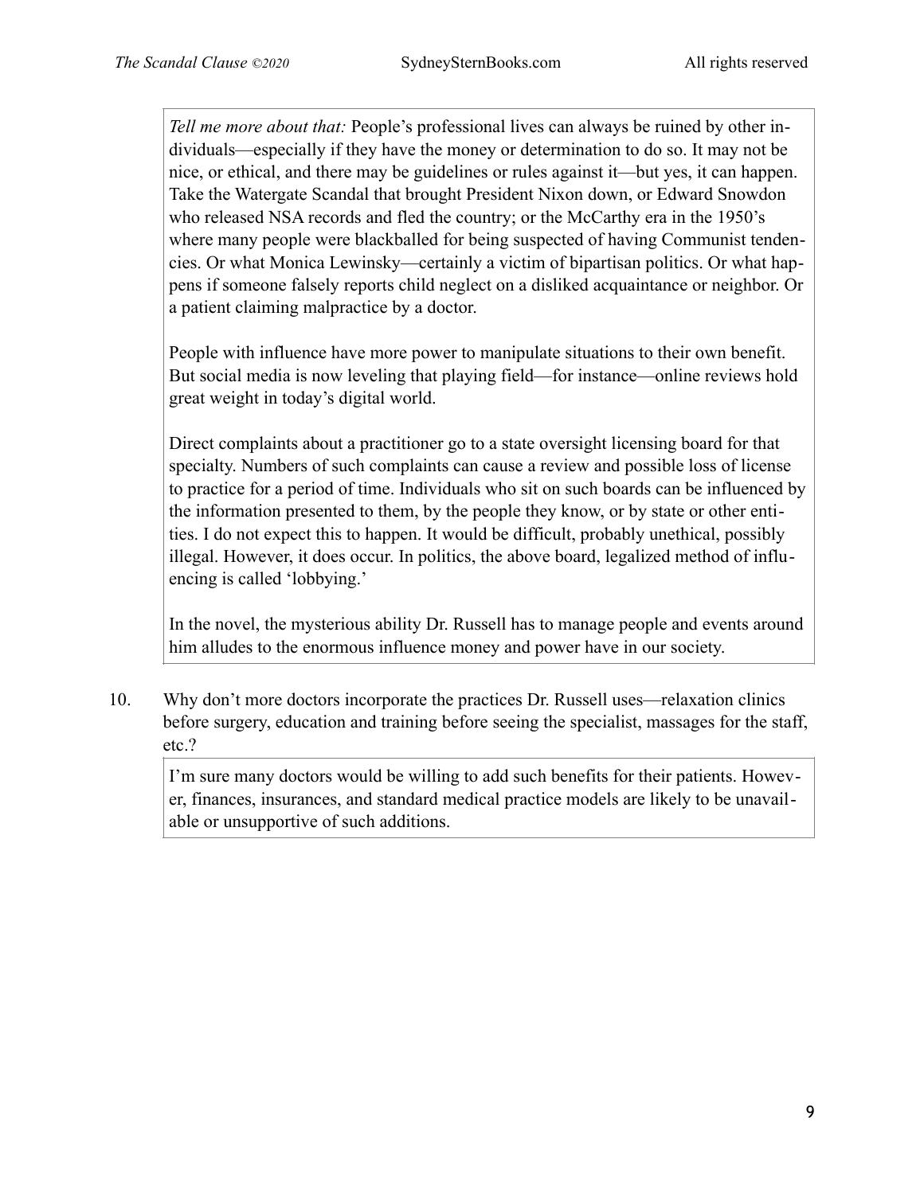*Tell me more about that:* People's professional lives can always be ruined by other individuals—especially if they have the money or determination to do so. It may not be nice, or ethical, and there may be guidelines or rules against it—but yes, it can happen. Take the Watergate Scandal that brought President Nixon down, or Edward Snowdon who released NSA records and fled the country; or the McCarthy era in the 1950's where many people were blackballed for being suspected of having Communist tendencies. Or what Monica Lewinsky—certainly a victim of bipartisan politics. Or what happens if someone falsely reports child neglect on a disliked acquaintance or neighbor. Or a patient claiming malpractice by a doctor.

People with influence have more power to manipulate situations to their own benefit. But social media is now leveling that playing field—for instance—online reviews hold great weight in today's digital world.

Direct complaints about a practitioner go to a state oversight licensing board for that specialty. Numbers of such complaints can cause a review and possible loss of license to practice for a period of time. Individuals who sit on such boards can be influenced by the information presented to them, by the people they know, or by state or other entities. I do not expect this to happen. It would be difficult, probably unethical, possibly illegal. However, it does occur. In politics, the above board, legalized method of influencing is called 'lobbying.'

In the novel, the mysterious ability Dr. Russell has to manage people and events around him alludes to the enormous influence money and power have in our society.

10. Why don't more doctors incorporate the practices Dr. Russell uses—relaxation clinics before surgery, education and training before seeing the specialist, massages for the staff, etc.?

    I'm sure many doctors would be willing to add such benefits for their patients. However, finances, insurances, and standard medical practice models are likely to be unavailable or unsupportive of such additions.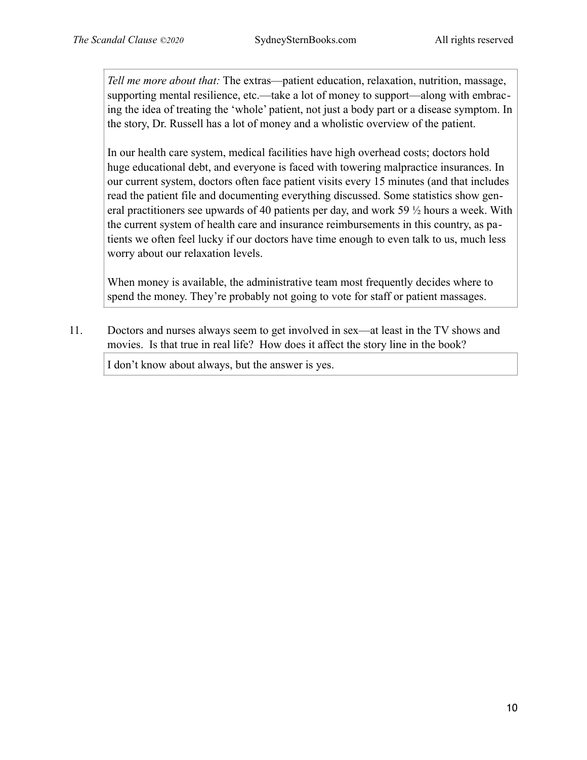*Tell me more about that:* The extras—patient education, relaxation, nutrition, massage, supporting mental resilience, etc.—take a lot of money to support—along with embracing the idea of treating the 'whole' patient, not just a body part or a disease symptom. In the story, Dr. Russell has a lot of money and a wholistic overview of the patient.

In our health care system, medical facilities have high overhead costs; doctors hold huge educational debt, and everyone is faced with towering malpractice insurances. In our current system, doctors often face patient visits every 15 minutes (and that includes read the patient file and documenting everything discussed. Some statistics show general practitioners see upwards of 40 patients per day, and work 59 ½ hours a week. With the current system of health care and insurance reimbursements in this country, as patients we often feel lucky if our doctors have time enough to even talk to us, much less worry about our relaxation levels.

When money is available, the administrative team most frequently decides where to spend the money. They're probably not going to vote for staff or patient massages.

11. Doctors and nurses always seem to get involved in sex—at least in the TV shows and movies. Is that true in real life? How does it affect the story line in the book?

I don't know about always, but the answer is yes.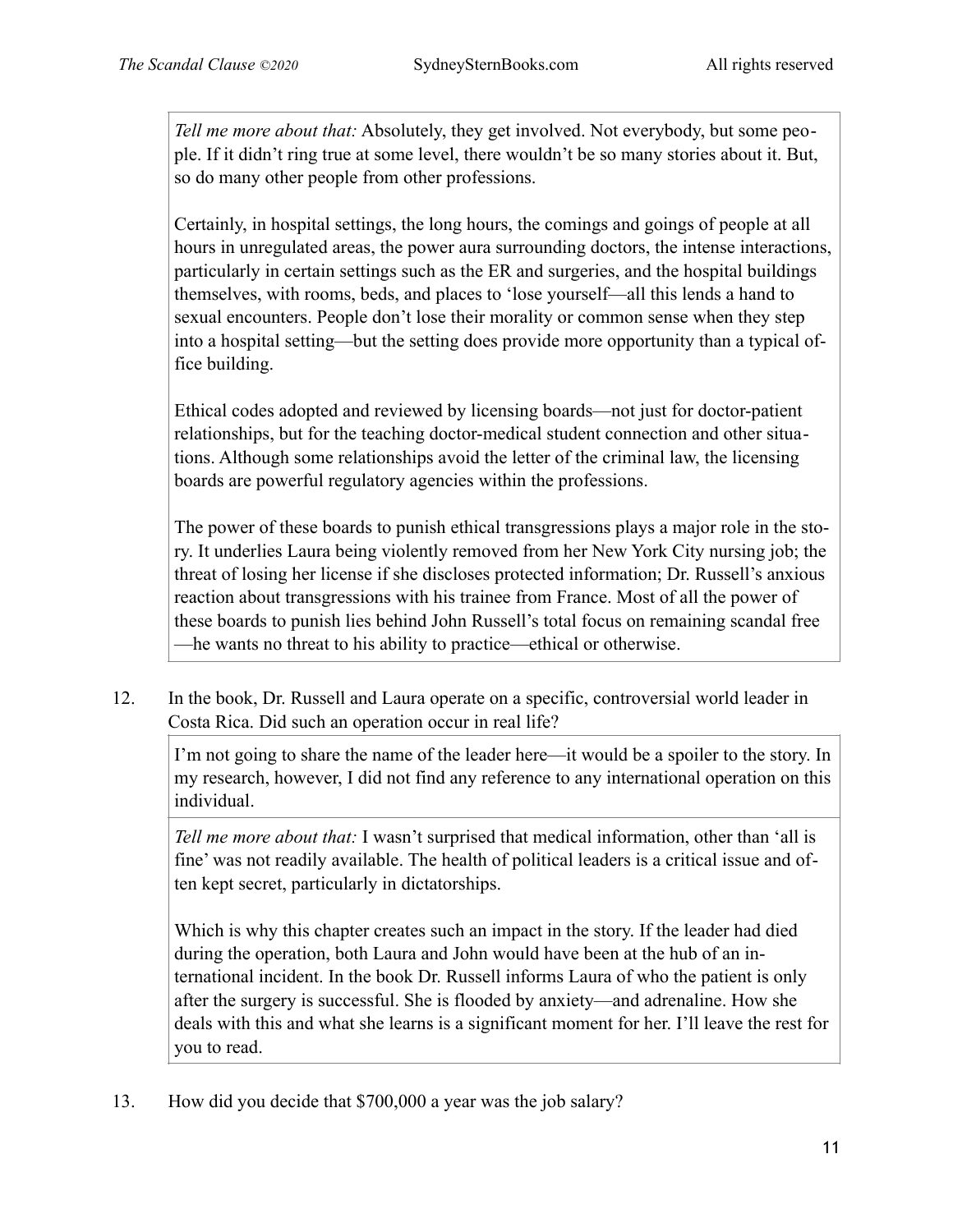*Tell me more about that:* Absolutely, they get involved. Not everybody, but some people. If it didn't ring true at some level, there wouldn't be so many stories about it. But, so do many other people from other professions.

Certainly, in hospital settings, the long hours, the comings and goings of people at all hours in unregulated areas, the power aura surrounding doctors, the intense interactions, particularly in certain settings such as the ER and surgeries, and the hospital buildings themselves, with rooms, beds, and places to 'lose yourself—all this lends a hand to sexual encounters. People don't lose their morality or common sense when they step into a hospital setting—but the setting does provide more opportunity than a typical office building.

Ethical codes adopted and reviewed by licensing boards—not just for doctor-patient relationships, but for the teaching doctor-medical student connection and other situations. Although some relationships avoid the letter of the criminal law, the licensing boards are powerful regulatory agencies within the professions.

The power of these boards to punish ethical transgressions plays a major role in the story. It underlies Laura being violently removed from her New York City nursing job; the threat of losing her license if she discloses protected information; Dr. Russell's anxious reaction about transgressions with his trainee from France. Most of all the power of these boards to punish lies behind John Russell's total focus on remaining scandal free—he wants no threat to his ability to practice—ethical or otherwise.

12. In the book, Dr. Russell and Laura operate on a specific, controversial world leader in Costa Rica. Did such an operation occur in real life?

I'm not going to share the name of the leader here—it would be a spoiler to the story. In my research, however, I did not find any reference to any international operation on this individual.

*Tell me more about that:* I wasn't surprised that medical information, other than 'all is fine' was not readily available. The health of political leaders is a critical issue and often kept secret, particularly in dictatorships.

Which is why this chapter creates such an impact in the story. If the leader had died during the operation, both Laura and John would have been at the hub of an international incident. In the book Dr. Russell informs Laura of who the patient is only after the surgery is successful. She is flooded by anxiety—and adrenaline. How she deals with this and what she learns is a significant moment for her. I'll leave the rest for you to read.

13. How did you decide that $700,000 a year was the job salary?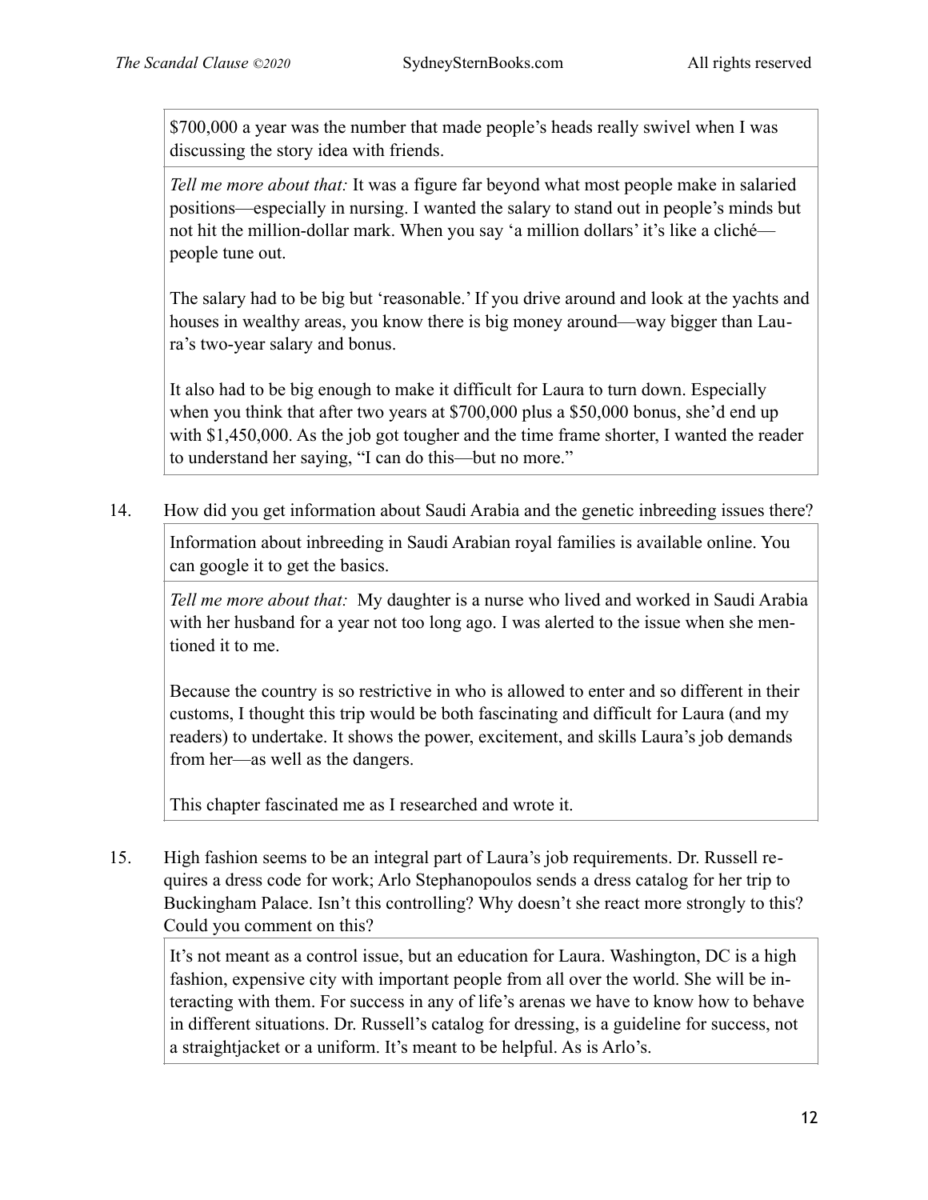$700,000 a year was the number that made people's heads really swivel when I was discussing the story idea with friends.

*Tell me more about that:* It was a figure far beyond what most people make in salaried positions—especially in nursing. I wanted the salary to stand out in people's minds but not hit the million-dollar mark. When you say 'a million dollars' it's like a cliché—people tune out.

The salary had to be big but 'reasonable.' If you drive around and look at the yachts and houses in wealthy areas, you know there is big money around—way bigger than Laura's two-year salary and bonus.

It also had to be big enough to make it difficult for Laura to turn down. Especially when you think that after two years at $700,000 plus a $50,000 bonus, she'd end up with $1,450,000. As the job got tougher and the time frame shorter, I wanted the reader to understand her saying, "I can do this—but no more."

14. How did you get information about Saudi Arabia and the genetic inbreeding issues there?

Information about inbreeding in Saudi Arabian royal families is available online. You can google it to get the basics.

*Tell me more about that:* My daughter is a nurse who lived and worked in Saudi Arabia with her husband for a year not too long ago. I was alerted to the issue when she mentioned it to me.

Because the country is so restrictive in who is allowed to enter and so different in their customs, I thought this trip would be both fascinating and difficult for Laura (and my readers) to undertake. It shows the power, excitement, and skills Laura's job demands from her—as well as the dangers.

This chapter fascinated me as I researched and wrote it.

15. High fashion seems to be an integral part of Laura's job requirements. Dr. Russell requires a dress code for work; Arlo Stephanopoulos sends a dress catalog for her trip to Buckingham Palace. Isn't this controlling? Why doesn't she react more strongly to this? Could you comment on this?

It's not meant as a control issue, but an education for Laura. Washington, DC is a high fashion, expensive city with important people from all over the world. She will be interacting with them. For success in any of life's arenas we have to know how to behave in different situations. Dr. Russell's catalog for dressing, is a guideline for success, not a straightjacket or a uniform. It's meant to be helpful. As is Arlo's.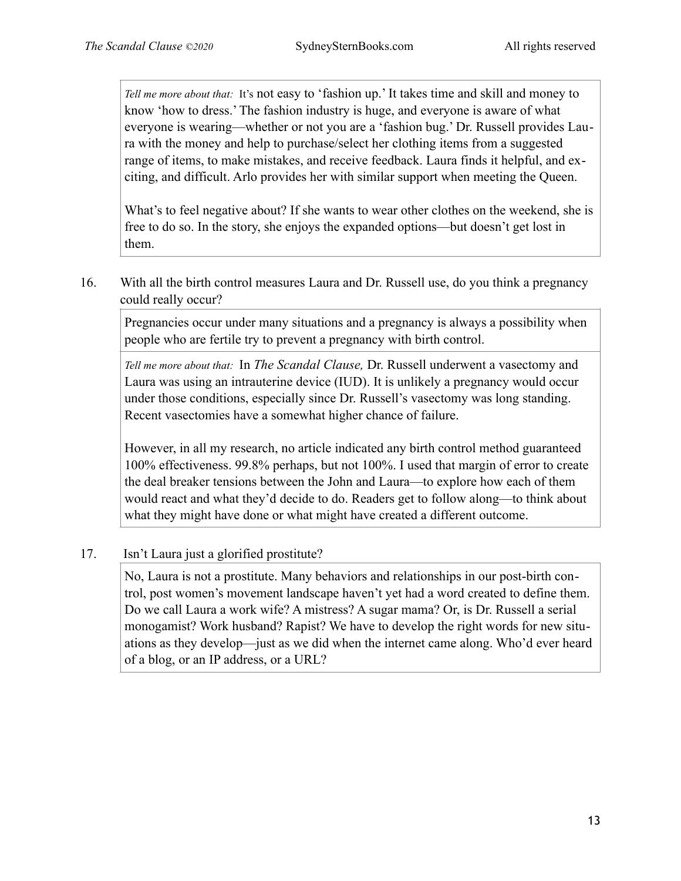*Tell me more about that:* It's not easy to 'fashion up.' It takes time and skill and money to know 'how to dress.' The fashion industry is huge, and everyone is aware of what everyone is wearing—whether or not you are a 'fashion bug.' Dr. Russell provides Laura with the money and help to purchase/select her clothing items from a suggested range of items, to make mistakes, and receive feedback. Laura finds it helpful, and exciting, and difficult. Arlo provides her with similar support when meeting the Queen.

What's to feel negative about? If she wants to wear other clothes on the weekend, she is free to do so. In the story, she enjoys the expanded options—but doesn't get lost in them.

16. With all the birth control measures Laura and Dr. Russell use, do you think a pregnancy could really occur?

Pregnancies occur under many situations and a pregnancy is always a possibility when people who are fertile try to prevent a pregnancy with birth control.

*Tell me more about that:* In *The Scandal Clause,* Dr. Russell underwent a vasectomy and Laura was using an intrauterine device (IUD). It is unlikely a pregnancy would occur under those conditions, especially since Dr. Russell's vasectomy was long standing. Recent vasectomies have a somewhat higher chance of failure.

However, in all my research, no article indicated any birth control method guaranteed 100% effectiveness. 99.8% perhaps, but not 100%. I used that margin of error to create the deal breaker tensions between the John and Laura—to explore how each of them would react and what they'd decide to do. Readers get to follow along—to think about what they might have done or what might have created a different outcome.

17. Isn't Laura just a glorified prostitute?

No, Laura is not a prostitute. Many behaviors and relationships in our post-birth control, post women's movement landscape haven't yet had a word created to define them. Do we call Laura a work wife? A mistress? A sugar mama? Or, is Dr. Russell a serial monogamist? Work husband? Rapist? We have to develop the right words for new situations as they develop—just as we did when the internet came along. Who'd ever heard of a blog, or an IP address, or a URL?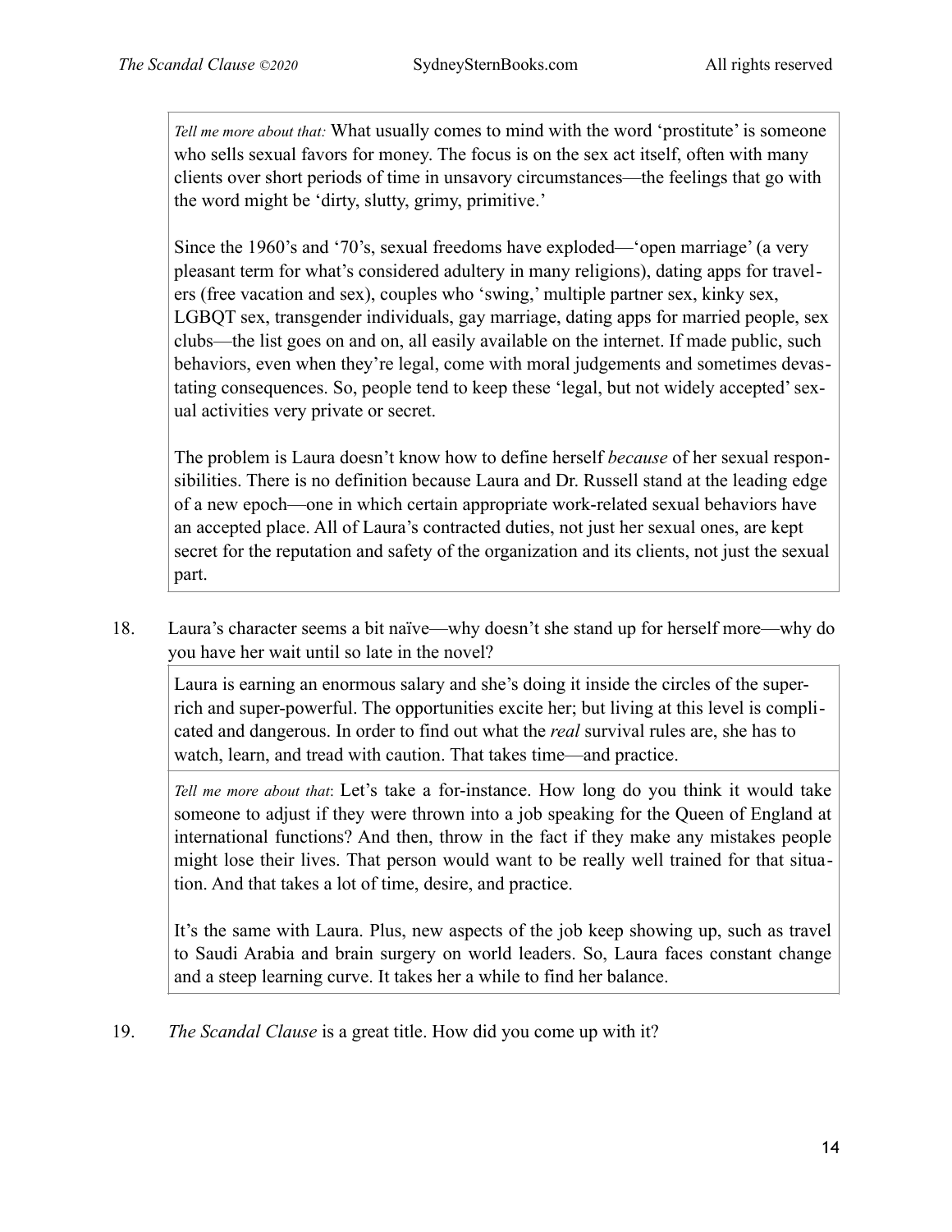*Tell me more about that:* What usually comes to mind with the word 'prostitute' is someone who sells sexual favors for money. The focus is on the sex act itself, often with many clients over short periods of time in unsavory circumstances—the feelings that go with the word might be 'dirty, slutty, grimy, primitive.'

Since the 1960's and '70's, sexual freedoms have exploded—'open marriage' (a very pleasant term for what's considered adultery in many religions), dating apps for travelers (free vacation and sex), couples who 'swing,' multiple partner sex, kinky sex, LGBQT sex, transgender individuals, gay marriage, dating apps for married people, sex clubs—the list goes on and on, all easily available on the internet. If made public, such behaviors, even when they're legal, come with moral judgements and sometimes devastating consequences. So, people tend to keep these 'legal, but not widely accepted' sexual activities very private or secret.

The problem is Laura doesn't know how to define herself *because* of her sexual responsibilities. There is no definition because Laura and Dr. Russell stand at the leading edge of a new epoch—one in which certain appropriate work-related sexual behaviors have an accepted place. All of Laura's contracted duties, not just her sexual ones, are kept secret for the reputation and safety of the organization and its clients, not just the sexual part.

18. Laura's character seems a bit naïve—why doesn't she stand up for herself more—why do you have her wait until so late in the novel?

Laura is earning an enormous salary and she's doing it inside the circles of the super-rich and super-powerful. The opportunities excite her; but living at this level is complicated and dangerous. In order to find out what the *real* survival rules are, she has to watch, learn, and tread with caution. That takes time—and practice.

*Tell me more about that*: Let's take a for-instance. How long do you think it would take someone to adjust if they were thrown into a job speaking for the Queen of England at international functions? And then, throw in the fact if they make any mistakes people might lose their lives. That person would want to be really well trained for that situation. And that takes a lot of time, desire, and practice.

It's the same with Laura. Plus, new aspects of the job keep showing up, such as travel to Saudi Arabia and brain surgery on world leaders. So, Laura faces constant change and a steep learning curve. It takes her a while to find her balance.

19. *The Scandal Clause* is a great title. How did you come up with it?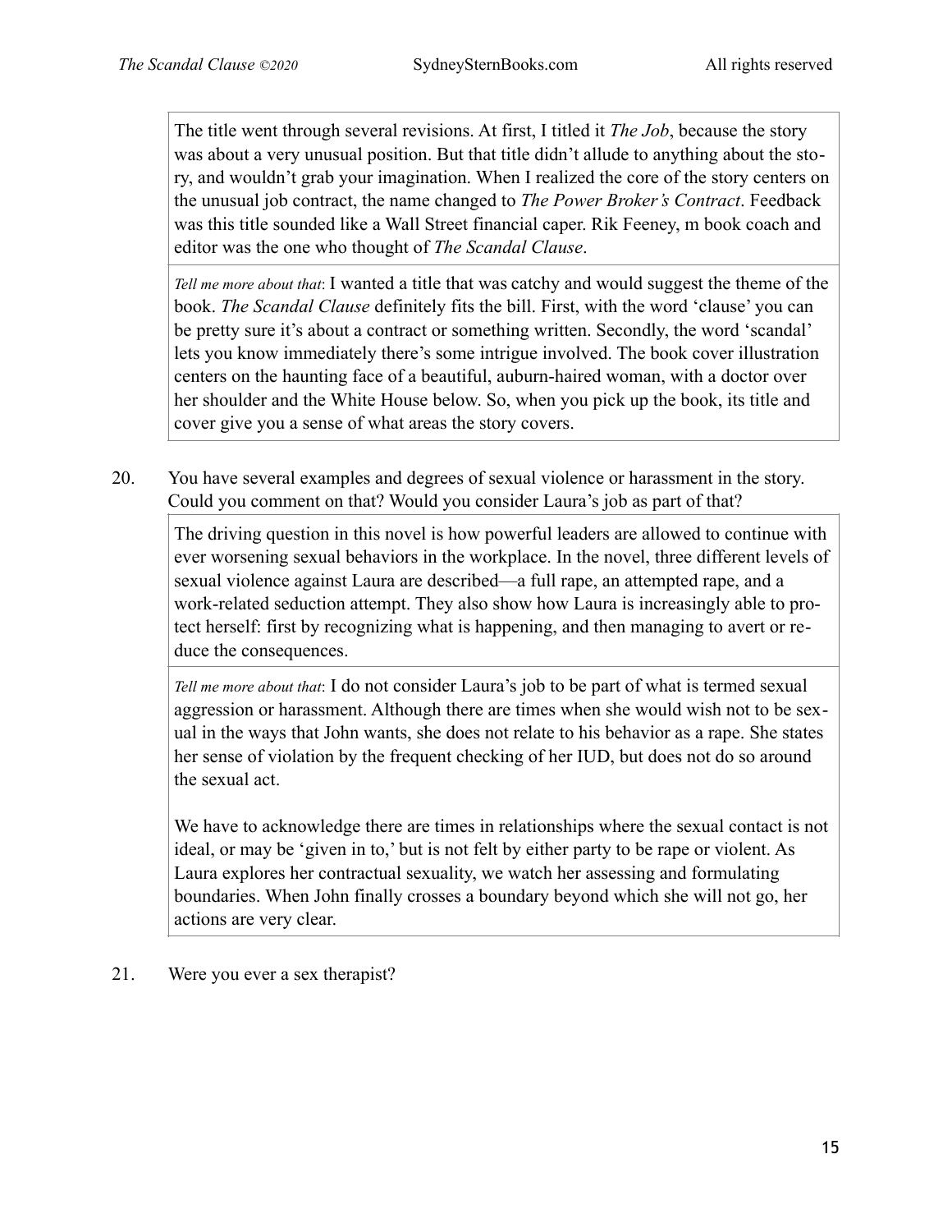The title went through several revisions. At first, I titled it *The Job*, because the story was about a very unusual position. But that title didn't allude to anything about the story, and wouldn't grab your imagination. When I realized the core of the story centers on the unusual job contract, the name changed to *The Power Broker's Contract*. Feedback was this title sounded like a Wall Street financial caper. Rik Feeney, m book coach and editor was the one who thought of *The Scandal Clause*.

*Tell me more about that*: I wanted a title that was catchy and would suggest the theme of the book. *The Scandal Clause* definitely fits the bill. First, with the word 'clause' you can be pretty sure it's about a contract or something written. Secondly, the word 'scandal' lets you know immediately there's some intrigue involved. The book cover illustration centers on the haunting face of a beautiful, auburn-haired woman, with a doctor over her shoulder and the White House below. So, when you pick up the book, its title and cover give you a sense of what areas the story covers.

20. You have several examples and degrees of sexual violence or harassment in the story. Could you comment on that? Would you consider Laura's job as part of that?

The driving question in this novel is how powerful leaders are allowed to continue with ever worsening sexual behaviors in the workplace. In the novel, three different levels of sexual violence against Laura are described—a full rape, an attempted rape, and a work-related seduction attempt. They also show how Laura is increasingly able to protect herself: first by recognizing what is happening, and then managing to avert or reduce the consequences.

*Tell me more about that*: I do not consider Laura's job to be part of what is termed sexual aggression or harassment. Although there are times when she would wish not to be sexual in the ways that John wants, she does not relate to his behavior as a rape. She states her sense of violation by the frequent checking of her IUD, but does not do so around the sexual act.

We have to acknowledge there are times in relationships where the sexual contact is not ideal, or may be 'given in to,' but is not felt by either party to be rape or violent. As Laura explores her contractual sexuality, we watch her assessing and formulating boundaries. When John finally crosses a boundary beyond which she will not go, her actions are very clear.

21. Were you ever a sex therapist?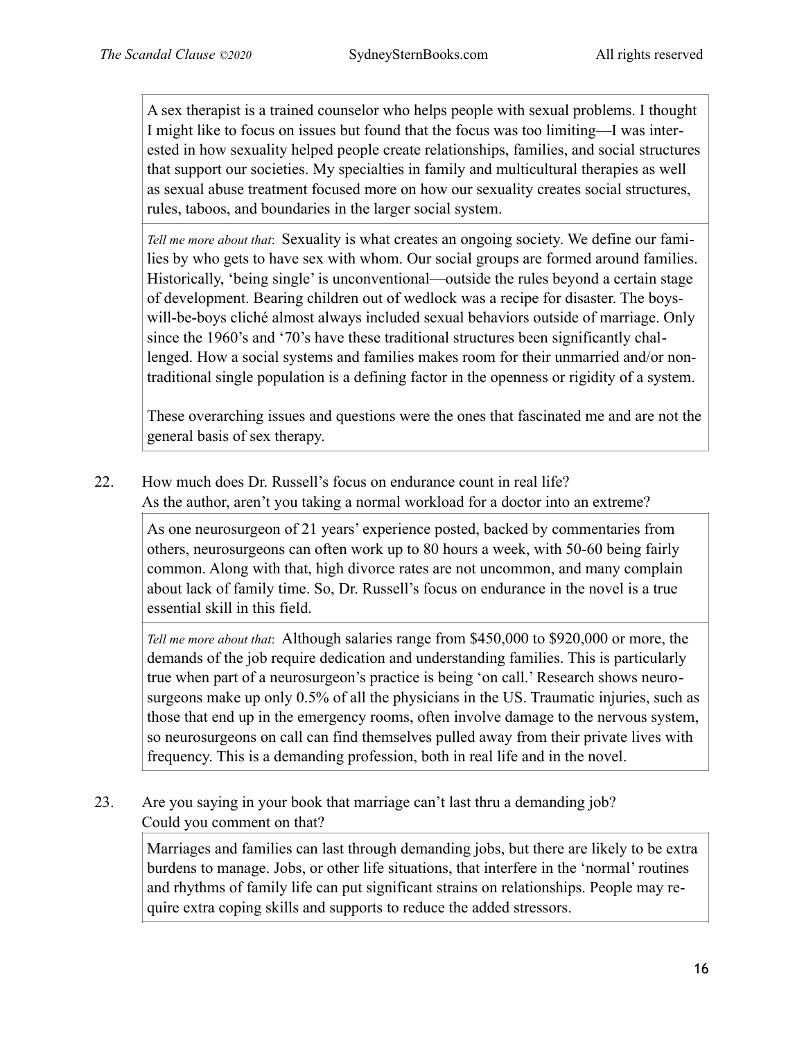A sex therapist is a trained counselor who helps people with sexual problems. I thought I might like to focus on issues but found that the focus was too limiting—I was interested in how sexuality helped people create relationships, families, and social structures that support our societies. My specialties in family and multicultural therapies as well as sexual abuse treatment focused more on how our sexuality creates social structures, rules, taboos, and boundaries in the larger social system.

*Tell me more about that*: Sexuality is what creates an ongoing society. We define our families by who gets to have sex with whom. Our social groups are formed around families. Historically, 'being single' is unconventional—outside the rules beyond a certain stage of development. Bearing children out of wedlock was a recipe for disaster. The boys-will-be-boys cliché almost always included sexual behaviors outside of marriage. Only since the 1960's and '70's have these traditional structures been significantly challenged. How a social systems and families makes room for their unmarried and/or non-traditional single population is a defining factor in the openness or rigidity of a system.

These overarching issues and questions were the ones that fascinated me and are not the general basis of sex therapy.

22. How much does Dr. Russell's focus on endurance count in real life?
    As the author, aren't you taking a normal workload for a doctor into an extreme?

As one neurosurgeon of 21 years' experience posted, backed by commentaries from others, neurosurgeons can often work up to 80 hours a week, with 50-60 being fairly common. Along with that, high divorce rates are not uncommon, and many complain about lack of family time. So, Dr. Russell's focus on endurance in the novel is a true essential skill in this field.

*Tell me more about that*: Although salaries range from $450,000 to $920,000 or more, the demands of the job require dedication and understanding families. This is particularly true when part of a neurosurgeon's practice is being 'on call.' Research shows neurosurgeons make up only 0.5% of all the physicians in the US. Traumatic injuries, such as those that end up in the emergency rooms, often involve damage to the nervous system, so neurosurgeons on call can find themselves pulled away from their private lives with frequency. This is a demanding profession, both in real life and in the novel.

23. Are you saying in your book that marriage can't last thru a demanding job?
    Could you comment on that?

Marriages and families can last through demanding jobs, but there are likely to be extra burdens to manage. Jobs, or other life situations, that interfere in the 'normal' routines and rhythms of family life can put significant strains on relationships. People may require extra coping skills and supports to reduce the added stressors.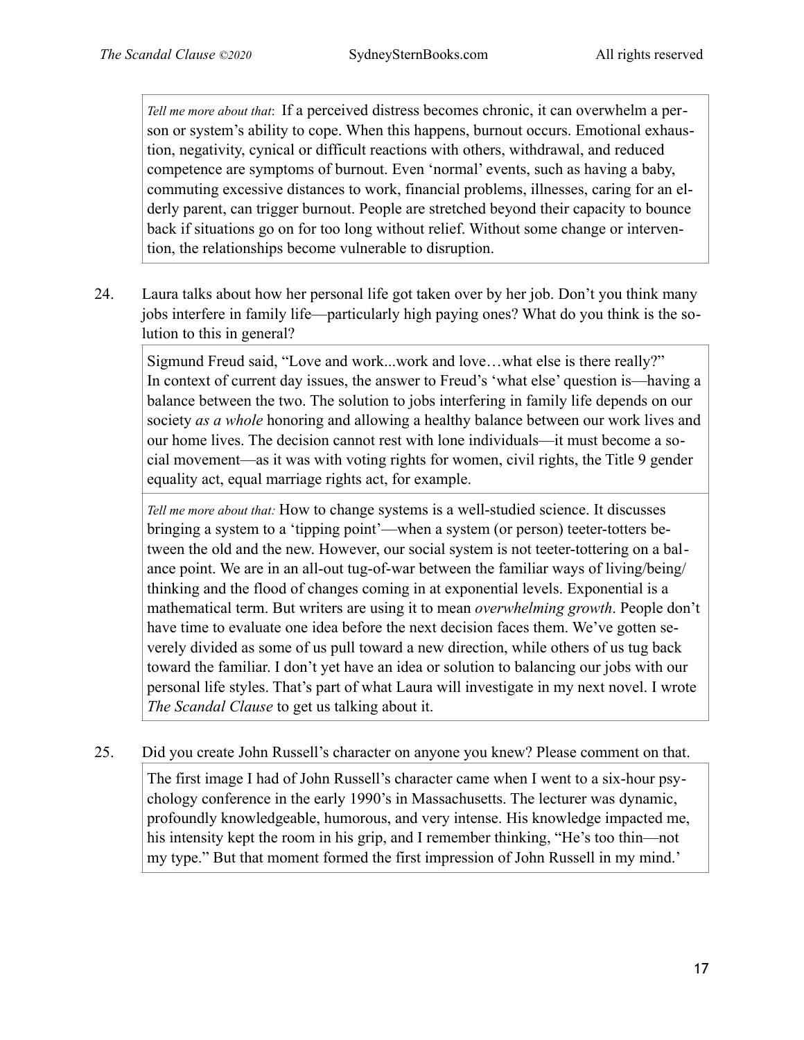*Tell me more about that*: If a perceived distress becomes chronic, it can overwhelm a person or system's ability to cope. When this happens, burnout occurs. Emotional exhaustion, negativity, cynical or difficult reactions with others, withdrawal, and reduced competence are symptoms of burnout. Even 'normal' events, such as having a baby, commuting excessive distances to work, financial problems, illnesses, caring for an elderly parent, can trigger burnout. People are stretched beyond their capacity to bounce back if situations go on for too long without relief. Without some change or intervention, the relationships become vulnerable to disruption.

24. Laura talks about how her personal life got taken over by her job. Don't you think many jobs interfere in family life—particularly high paying ones? What do you think is the solution to this in general?

Sigmund Freud said, "Love and work...work and love…what else is there really?" In context of current day issues, the answer to Freud's 'what else' question is—having a balance between the two. The solution to jobs interfering in family life depends on our society *as a whole* honoring and allowing a healthy balance between our work lives and our home lives. The decision cannot rest with lone individuals—it must become a social movement—as it was with voting rights for women, civil rights, the Title 9 gender equality act, equal marriage rights act, for example.

*Tell me more about that:* How to change systems is a well-studied science. It discusses bringing a system to a 'tipping point'—when a system (or person) teeter-totters between the old and the new. However, our social system is not teeter-tottering on a balance point. We are in an all-out tug-of-war between the familiar ways of living/being/thinking and the flood of changes coming in at exponential levels. Exponential is a mathematical term. But writers are using it to mean *overwhelming growth*. People don't have time to evaluate one idea before the next decision faces them. We've gotten severely divided as some of us pull toward a new direction, while others of us tug back toward the familiar. I don't yet have an idea or solution to balancing our jobs with our personal life styles. That's part of what Laura will investigate in my next novel. I wrote *The Scandal Clause* to get us talking about it.

25. Did you create John Russell's character on anyone you knew? Please comment on that.

The first image I had of John Russell's character came when I went to a six-hour psychology conference in the early 1990's in Massachusetts. The lecturer was dynamic, profoundly knowledgeable, humorous, and very intense. His knowledge impacted me, his intensity kept the room in his grip, and I remember thinking, "He's too thin—not my type." But that moment formed the first impression of John Russell in my mind.'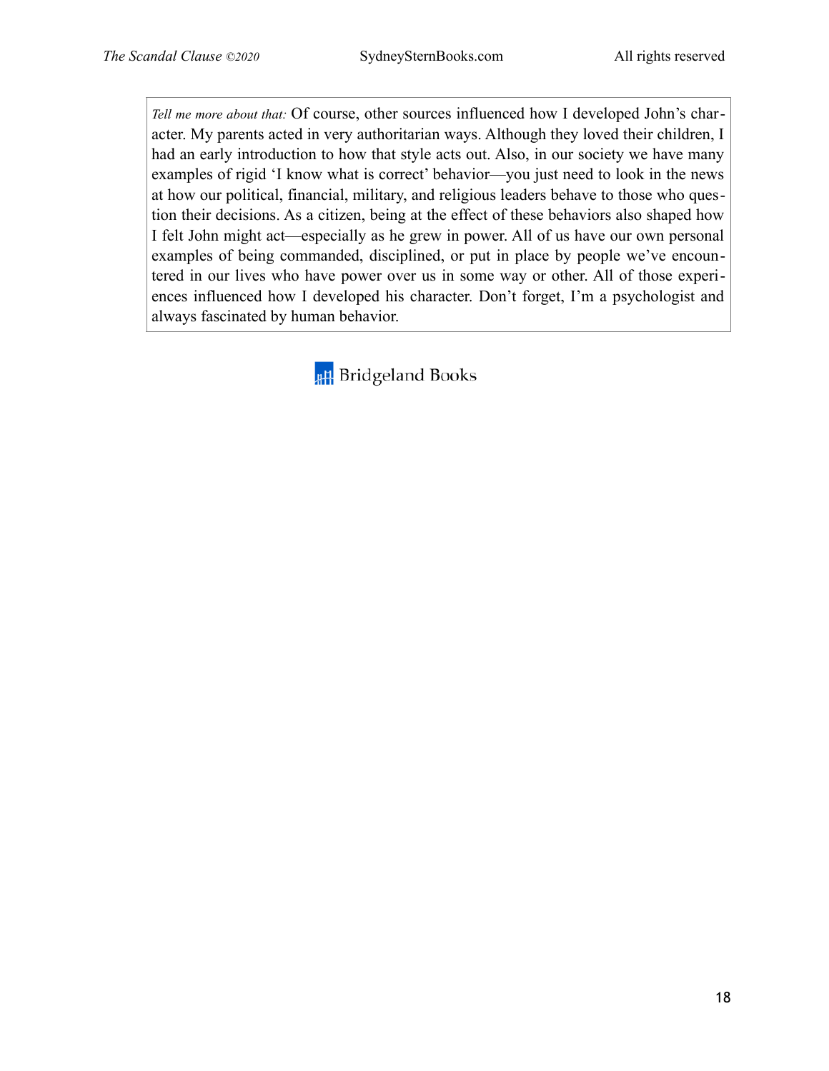*Tell me more about that:* Of course, other sources influenced how I developed John's character. My parents acted in very authoritarian ways. Although they loved their children, I had an early introduction to how that style acts out. Also, in our society we have many examples of rigid 'I know what is correct' behavior—you just need to look in the news at how our political, financial, military, and religious leaders behave to those who question their decisions. As a citizen, being at the effect of these behaviors also shaped how I felt John might act—especially as he grew in power. All of us have our own personal examples of being commanded, disciplined, or put in place by people we've encountered in our lives who have power over us in some way or other. All of those experiences influenced how I developed his character. Don't forget, I'm a psychologist and always fascinated by human behavior.

Bridgeland Books